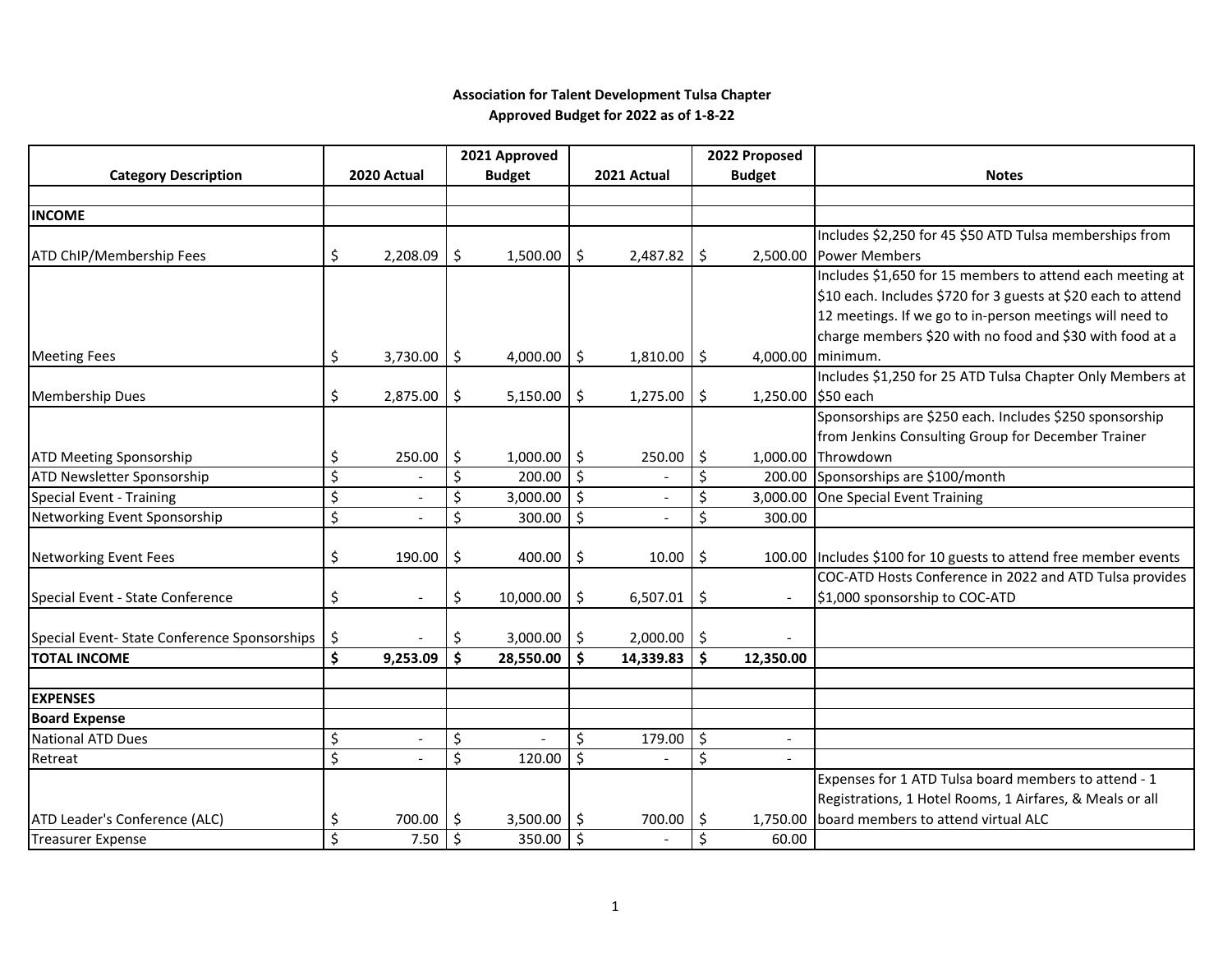**Association for Talent Development Tulsa Chapter**
**Approved Budget for 2022 as of 1-8-22**

| Category Description | 2020 Actual | 2021 Approved Budget | 2021 Actual | 2022 Proposed Budget | Notes |
|---|---|---|---|---|---|
| | | | | | |
| **INCOME** | | | | | |
| ATD ChIP/Membership Fees | $ 2,208.09 | $ 1,500.00 | $ 2,487.82 | $ 2,500.00 | Includes $2,250 for 45 $50 ATD Tulsa memberships from Power Members |
| Meeting Fees | $ 3,730.00 | $ 4,000.00 | $ 1,810.00 | $ 4,000.00 | Includes $1,650 for 15 members to attend each meeting at $10 each. Includes $720 for 3 guests at $20 each to attend 12 meetings. If we go to in-person meetings will need to charge members $20 with no food and $30 with food at a minimum. |
| Membership Dues | $ 2,875.00 | $ 5,150.00 | $ 1,275.00 | $ 1,250.00 | Includes $1,250 for 25 ATD Tulsa Chapter Only Members at $50 each |
| ATD Meeting Sponsorship | $ 250.00 | $ 1,000.00 | $ 250.00 | $ 1,000.00 | Sponsorships are $250 each. Includes $250 sponsorship from Jenkins Consulting Group for December Trainer Throwdown |
| ATD Newsletter Sponsorship | $ - | $ 200.00 | $ - | $ 200.00 | Sponsorships are $100/month |
| Special Event - Training | $ - | $ 3,000.00 | $ - | $ 3,000.00 | One Special Event Training |
| Networking Event Sponsorship | $ - | $ 300.00 | $ - | $ 300.00 | |
| Networking Event Fees | $ 190.00 | $ 400.00 | $ 10.00 | $ 100.00 | Includes $100 for 10 guests to attend free member events |
| Special Event - State Conference | $ - | $ 10,000.00 | $ 6,507.01 | $ - | COC-ATD Hosts Conference in 2022 and ATD Tulsa provides $1,000 sponsorship to COC-ATD |
| Special Event- State Conference Sponsorships | $ - | $ 3,000.00 | $ 2,000.00 | $ - | |
| **TOTAL INCOME** | **$ 9,253.09** | **$ 28,550.00** | **$ 14,339.83** | **$ 12,350.00** | |
| | | | | | |
| **EXPENSES** | | | | | |
| **Board Expense** | | | | | |
| National ATD Dues | $ - | $ - | $ 179.00 | $ - | |
| Retreat | $ - | $ 120.00 | $ - | $ - | |
| ATD Leader's Conference (ALC) | $ 700.00 | $ 3,500.00 | $ 700.00 | $ 1,750.00 | Expenses for 1 ATD Tulsa board members to attend - 1 Registrations, 1 Hotel Rooms, 1 Airfares, & Meals or all board members to attend virtual ALC |
| Treasurer Expense | $ 7.50 | $ 350.00 | $ - | $ 60.00 | |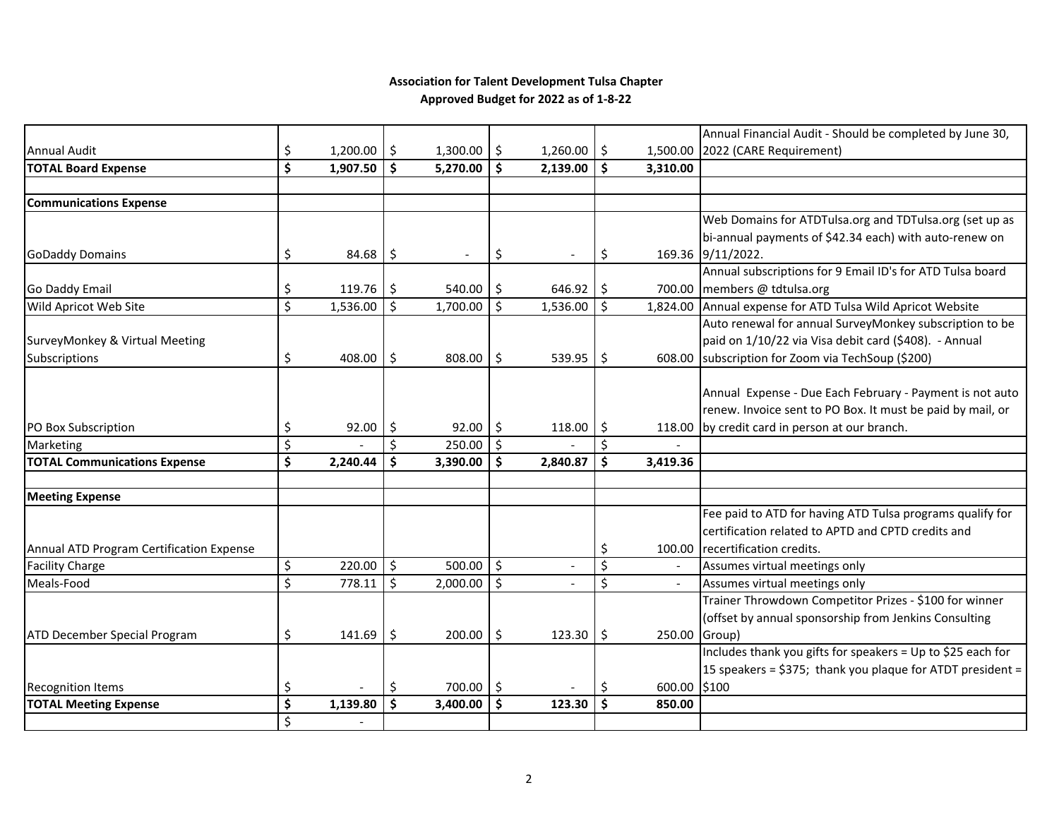**Association for Talent Development Tulsa Chapter**
**Approved Budget for 2022 as of 1-8-22**

| | | | | | |
|---|---|---|---|---|---|
| Annual Audit | $ 1,200.00 | $ 1,300.00 | $ 1,260.00 | $ 1,500.00 | Annual Financial Audit - Should be completed by June 30, 2022 (CARE Requirement) |
| **TOTAL Board Expense** | **$ 1,907.50** | **$ 5,270.00** | **$ 2,139.00** | **$ 3,310.00** | |
| | | | | | |
| **Communications Expense** | | | | | |
| GoDaddy Domains | $ 84.68 | $ - | $ - | $ 169.36 | Web Domains for ATDTulsa.org and TDTulsa.org (set up as bi-annual payments of $42.34 each) with auto-renew on 9/11/2022. |
| Go Daddy Email | $ 119.76 | $ 540.00 | $ 646.92 | $ 700.00 | Annual subscriptions for 9 Email ID's for ATD Tulsa board members @ tdtulsa.org |
| Wild Apricot Web Site | $ 1,536.00 | $ 1,700.00 | $ 1,536.00 | $ 1,824.00 | Annual expense for ATD Tulsa Wild Apricot Website |
| SurveyMonkey & Virtual Meeting Subscriptions | $ 408.00 | $ 808.00 | $ 539.95 | $ 608.00 | Auto renewal for annual SurveyMonkey subscription to be paid on 1/10/22 via Visa debit card ($408). - Annual subscription for Zoom via TechSoup ($200) |
| PO Box Subscription | $ 92.00 | $ 92.00 | $ 118.00 | $ 118.00 | Annual Expense - Due Each February - Payment is not auto renew. Invoice sent to PO Box. It must be paid by mail, or by credit card in person at our branch. |
| Marketing | $ - | $ 250.00 | $ - | $ - | |
| **TOTAL Communications Expense** | **$ 2,240.44** | **$ 3,390.00** | **$ 2,840.87** | **$ 3,419.36** | |
| | | | | | |
| **Meeting Expense** | | | | | |
| Annual ATD Program Certification Expense | | | | $ 100.00 | Fee paid to ATD for having ATD Tulsa programs qualify for certification related to APTD and CPTD credits and recertification credits. |
| Facility Charge | $ 220.00 | $ 500.00 | $ - | $ - | Assumes virtual meetings only |
| Meals-Food | $ 778.11 | $ 2,000.00 | $ - | $ - | Assumes virtual meetings only |
| ATD December Special Program | $ 141.69 | $ 200.00 | $ 123.30 | $ 250.00 | Trainer Throwdown Competitor Prizes - $100 for winner (offset by annual sponsorship from Jenkins Consulting Group) |
| Recognition Items | $ - | $ 700.00 | $ - | $ 600.00 | Includes thank you gifts for speakers = Up to $25 each for 15 speakers = $375; thank you plaque for ATDT president = $100 |
| **TOTAL Meeting Expense** | **$ 1,139.80** | **$ 3,400.00** | **$ 123.30** | **$ 850.00** | |
| | $ - | | | | |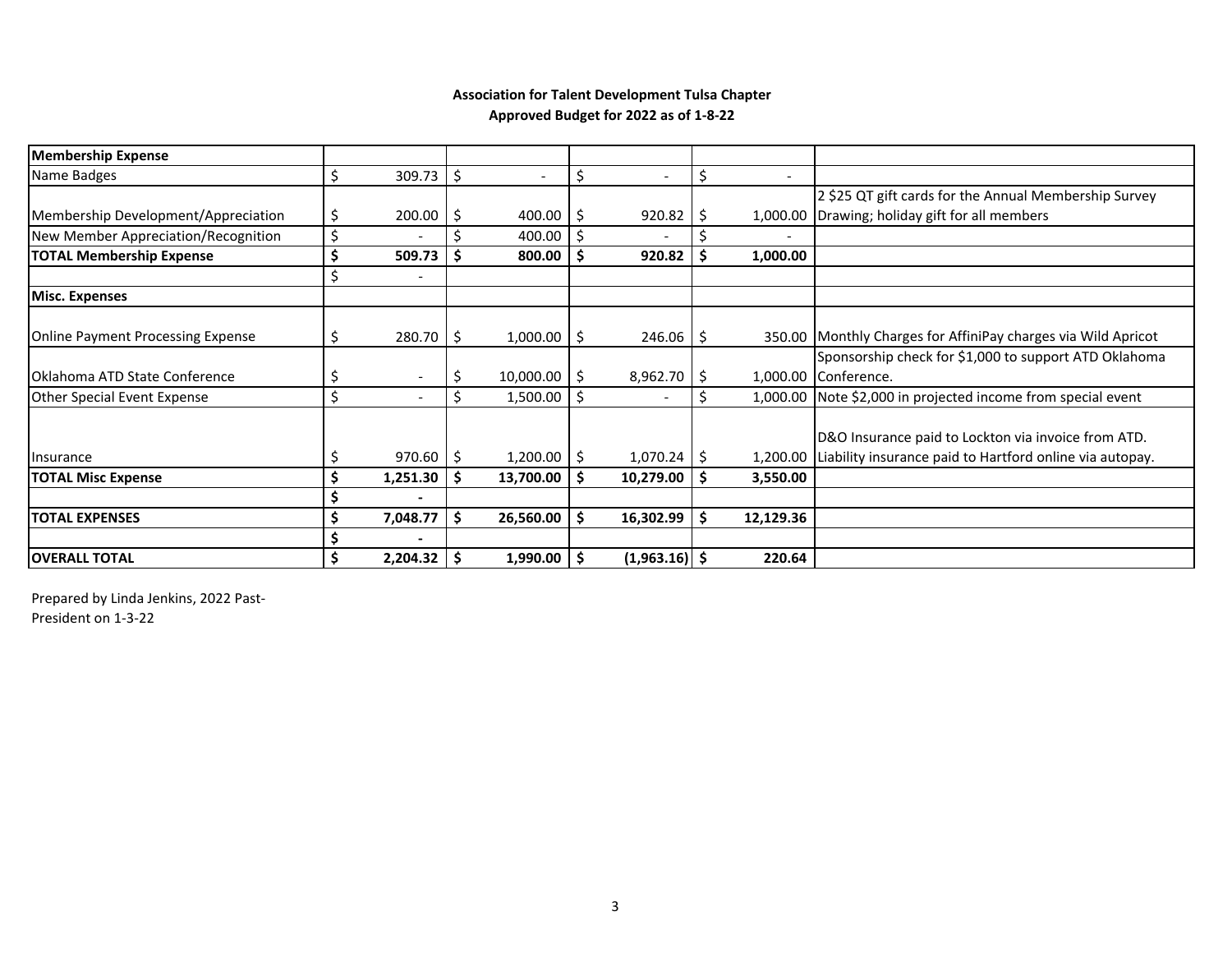**Association for Talent Development Tulsa Chapter**
**Approved Budget for 2022 as of 1-8-22**

| | | | | | |
|---|---|---|---|---|---|
| **Membership Expense** | | | | | |
| Name Badges | $ 309.73 | $ - | $ - | $ - | |
| Membership Development/Appreciation | $ 200.00 | $ 400.00 | $ 920.82 | $ 1,000.00 | 2 $25 QT gift cards for the Annual Membership Survey Drawing; holiday gift for all members |
| New Member Appreciation/Recognition | $ - | $ 400.00 | $ - | $ - | |
| **TOTAL Membership Expense** | **$ 509.73** | **$ 800.00** | **$ 920.82** | **$ 1,000.00** | |
| | $ - | | | | |
| **Misc. Expenses** | | | | | |
| Online Payment Processing Expense | $ 280.70 | $ 1,000.00 | $ 246.06 | $ 350.00 | Monthly Charges for AffiniPay charges via Wild Apricot |
| Oklahoma ATD State Conference | $ - | $ 10,000.00 | $ 8,962.70 | $ 1,000.00 | Sponsorship check for $1,000 to support ATD Oklahoma Conference. |
| Other Special Event Expense | $ - | $ 1,500.00 | $ - | $ 1,000.00 | Note $2,000 in projected income from special event |
| Insurance | $ 970.60 | $ 1,200.00 | $ 1,070.24 | $ 1,200.00 | D&O Insurance paid to Lockton via invoice from ATD. Liability insurance paid to Hartford online via autopay. |
| **TOTAL Misc Expense** | **$ 1,251.30** | **$ 13,700.00** | **$ 10,279.00** | **$ 3,550.00** | |
| | **$ -** | | | | |
| **TOTAL EXPENSES** | **$ 7,048.77** | **$ 26,560.00** | **$ 16,302.99** | **$ 12,129.36** | |
| | **$ -** | | | | |
| **OVERALL TOTAL** | **$ 2,204.32** | **$ 1,990.00** | **$ (1,963.16)** | **$ 220.64** | |

Prepared by Linda Jenkins, 2022 Past-President on 1-3-22